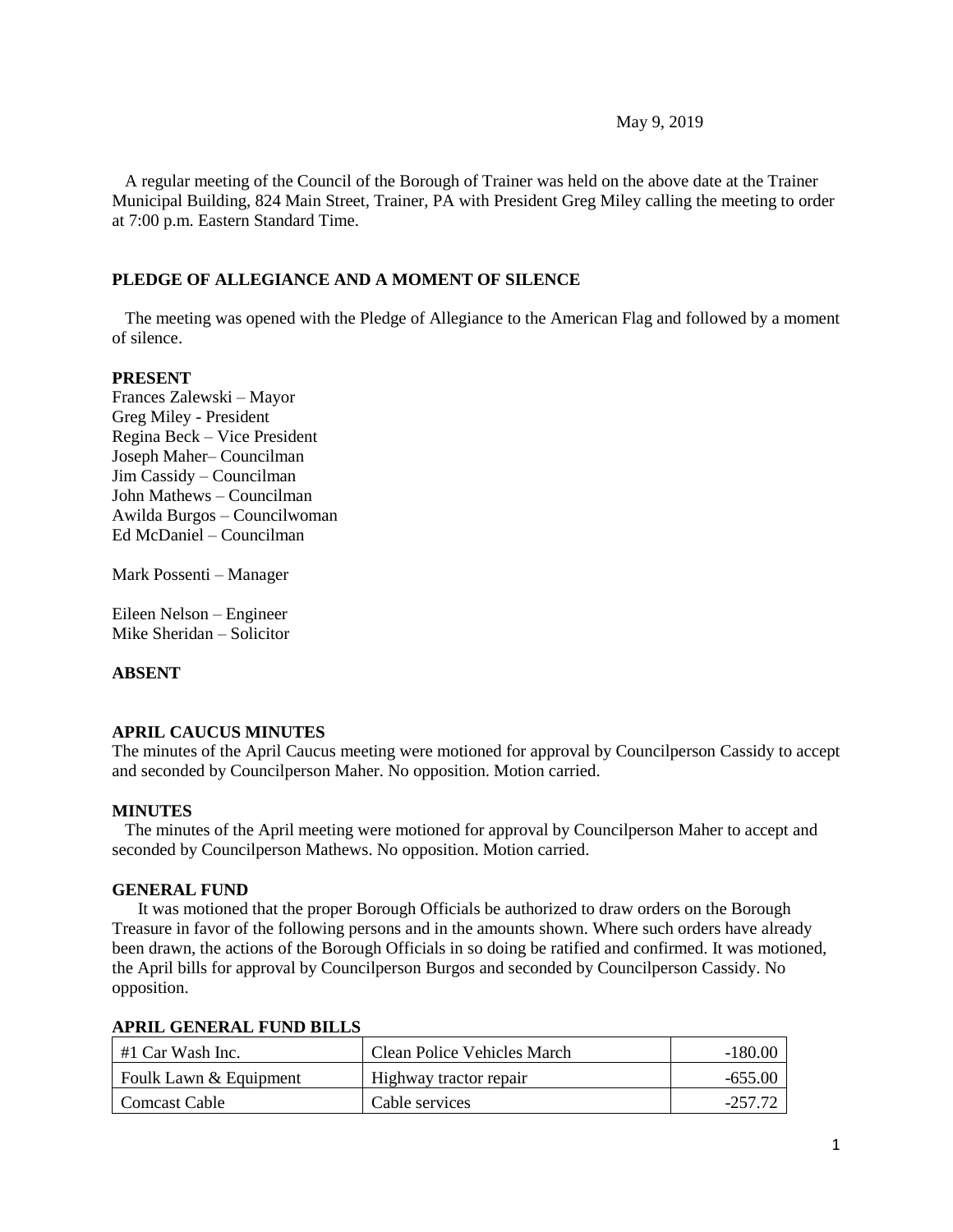May 9, 2019

A regular meeting of the Council of the Borough of Trainer was held on the above date at the Trainer Municipal Building, 824 Main Street, Trainer, PA with President Greg Miley calling the meeting to order at 7:00 p.m. Eastern Standard Time.

**PLEDGE OF ALLEGIANCE AND A MOMENT OF SILENCE**

The meeting was opened with the Pledge of Allegiance to the American Flag and followed by a moment of silence.

**PRESENT**

Frances Zalewski – Mayor
Greg Miley - President
Regina Beck – Vice President
Joseph Maher– Councilman
Jim Cassidy – Councilman
John Mathews – Councilman
Awilda Burgos – Councilwoman
Ed McDaniel – Councilman

Mark Possenti – Manager

Eileen Nelson – Engineer
Mike Sheridan – Solicitor

**ABSENT**

**APRIL CAUCUS MINUTES**

The minutes of the April Caucus meeting were motioned for approval by Councilperson Cassidy to accept and seconded by Councilperson Maher. No opposition. Motion carried.

**MINUTES**

The minutes of the April meeting were motioned for approval by Councilperson Maher to accept and seconded by Councilperson Mathews. No opposition. Motion carried.

**GENERAL FUND**

It was motioned that the proper Borough Officials be authorized to draw orders on the Borough Treasure in favor of the following persons and in the amounts shown. Where such orders have already been drawn, the actions of the Borough Officials in so doing be ratified and confirmed. It was motioned, the April bills for approval by Councilperson Burgos and seconded by Councilperson Cassidy. No opposition.

**APRIL GENERAL FUND BILLS**

| | | |
|---|---|---|
| #1 Car Wash Inc. | Clean Police Vehicles March | -180.00 |
| Foulk Lawn & Equipment | Highway tractor repair | -655.00 |
| Comcast Cable | Cable services | -257.72 |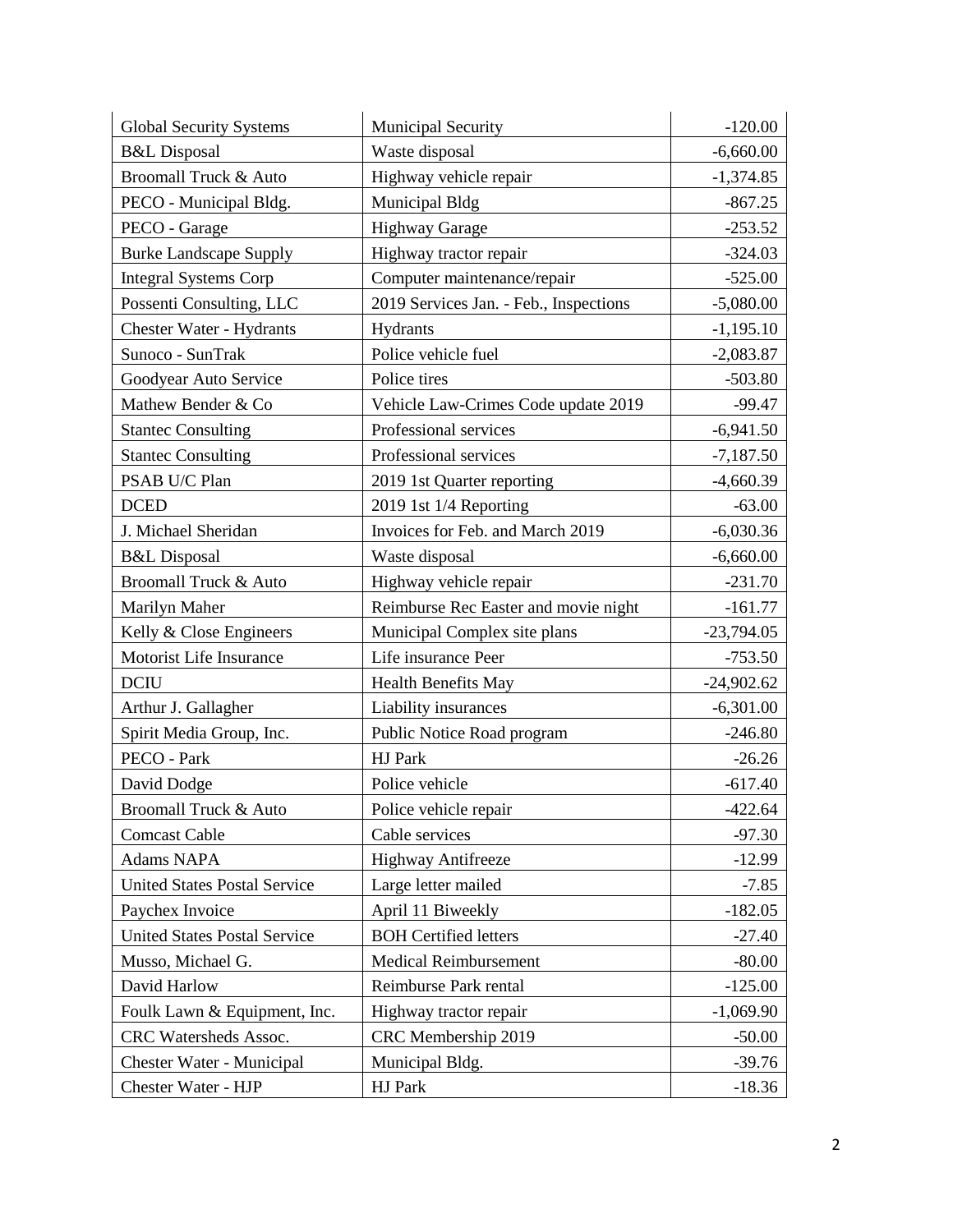| | | |
|---|---|---|
| Global Security Systems | Municipal Security | -120.00 |
| B&L Disposal | Waste disposal | -6,660.00 |
| Broomall Truck & Auto | Highway vehicle repair | -1,374.85 |
| PECO - Municipal Bldg. | Municipal Bldg | -867.25 |
| PECO - Garage | Highway Garage | -253.52 |
| Burke Landscape Supply | Highway tractor repair | -324.03 |
| Integral Systems Corp | Computer maintenance/repair | -525.00 |
| Possenti Consulting, LLC | 2019 Services Jan. - Feb., Inspections | -5,080.00 |
| Chester Water - Hydrants | Hydrants | -1,195.10 |
| Sunoco - SunTrak | Police vehicle fuel | -2,083.87 |
| Goodyear Auto Service | Police tires | -503.80 |
| Mathew Bender & Co | Vehicle Law-Crimes Code update 2019 | -99.47 |
| Stantec Consulting | Professional services | -6,941.50 |
| Stantec Consulting | Professional services | -7,187.50 |
| PSAB U/C Plan | 2019 1st Quarter reporting | -4,660.39 |
| DCED | 2019 1st 1/4 Reporting | -63.00 |
| J. Michael Sheridan | Invoices for Feb. and March 2019 | -6,030.36 |
| B&L Disposal | Waste disposal | -6,660.00 |
| Broomall Truck & Auto | Highway vehicle repair | -231.70 |
| Marilyn Maher | Reimburse Rec Easter and movie night | -161.77 |
| Kelly & Close Engineers | Municipal Complex site plans | -23,794.05 |
| Motorist Life Insurance | Life insurance Peer | -753.50 |
| DCIU | Health Benefits May | -24,902.62 |
| Arthur J. Gallagher | Liability insurances | -6,301.00 |
| Spirit Media Group, Inc. | Public Notice Road program | -246.80 |
| PECO - Park | HJ Park | -26.26 |
| David Dodge | Police vehicle | -617.40 |
| Broomall Truck & Auto | Police vehicle repair | -422.64 |
| Comcast Cable | Cable services | -97.30 |
| Adams NAPA | Highway Antifreeze | -12.99 |
| United States Postal Service | Large letter mailed | -7.85 |
| Paychex Invoice | April 11 Biweekly | -182.05 |
| United States Postal Service | BOH Certified letters | -27.40 |
| Musso, Michael G. | Medical Reimbursement | -80.00 |
| David Harlow | Reimburse Park rental | -125.00 |
| Foulk Lawn & Equipment, Inc. | Highway tractor repair | -1,069.90 |
| CRC Watersheds Assoc. | CRC Membership 2019 | -50.00 |
| Chester Water - Municipal | Municipal Bldg. | -39.76 |
| Chester Water - HJP | HJ Park | -18.36 |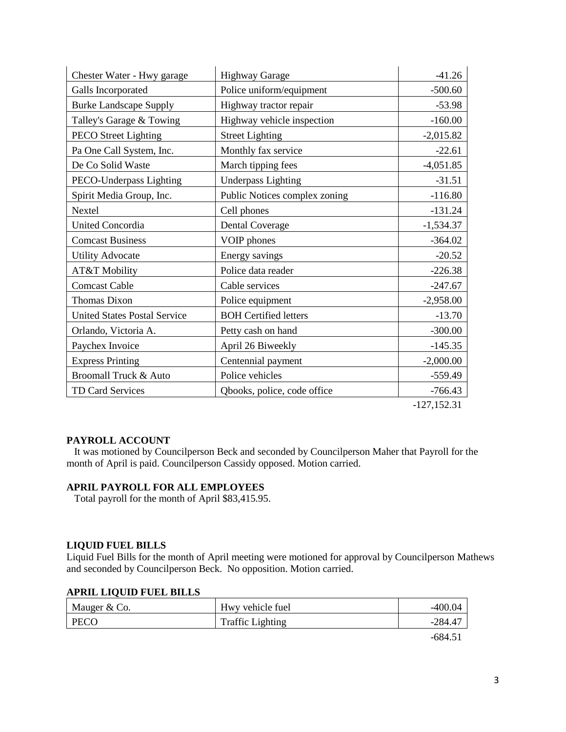| | | |
|---|---|---|
| Chester Water - Hwy garage | Highway Garage | -41.26 |
| Galls Incorporated | Police uniform/equipment | -500.60 |
| Burke Landscape Supply | Highway tractor repair | -53.98 |
| Talley's Garage & Towing | Highway vehicle inspection | -160.00 |
| PECO Street Lighting | Street Lighting | -2,015.82 |
| Pa One Call System, Inc. | Monthly fax service | -22.61 |
| De Co Solid Waste | March tipping fees | -4,051.85 |
| PECO-Underpass Lighting | Underpass Lighting | -31.51 |
| Spirit Media Group, Inc. | Public Notices complex zoning | -116.80 |
| Nextel | Cell phones | -131.24 |
| United Concordia | Dental Coverage | -1,534.37 |
| Comcast Business | VOIP phones | -364.02 |
| Utility Advocate | Energy savings | -20.52 |
| AT&T Mobility | Police data reader | -226.38 |
| Comcast Cable | Cable services | -247.67 |
| Thomas Dixon | Police equipment | -2,958.00 |
| United States Postal Service | BOH Certified letters | -13.70 |
| Orlando, Victoria A. | Petty cash on hand | -300.00 |
| Paychex Invoice | April 26 Biweekly | -145.35 |
| Express Printing | Centennial payment | -2,000.00 |
| Broomall Truck & Auto | Police vehicles | -559.49 |
| TD Card Services | Qbooks, police, code office | -766.43 |
| | | -127,152.31 |

**PAYROLL ACCOUNT**

It was motioned by Councilperson Beck and seconded by Councilperson Maher that Payroll for the month of April is paid. Councilperson Cassidy opposed. Motion carried.

**APRIL PAYROLL FOR ALL EMPLOYEES**

Total payroll for the month of April $83,415.95.

**LIQUID FUEL BILLS**

Liquid Fuel Bills for the month of April meeting were motioned for approval by Councilperson Mathews and seconded by Councilperson Beck. No opposition. Motion carried.

**APRIL LIQUID FUEL BILLS**

| | | |
|---|---|---|
| Mauger & Co. | Hwy vehicle fuel | -400.04 |
| PECO | Traffic Lighting | -284.47 |
| | | -684.51 |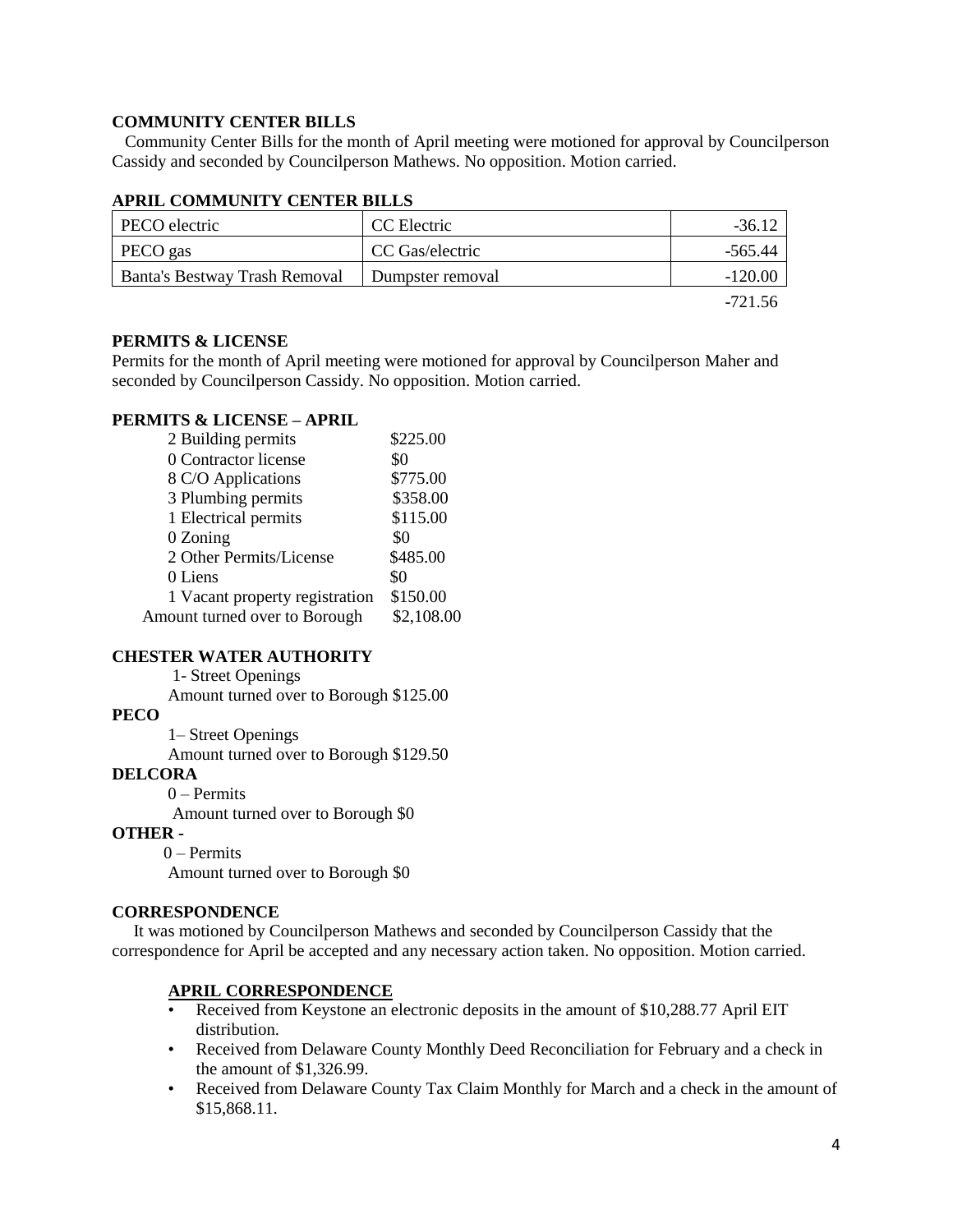**COMMUNITY CENTER BILLS**

Community Center Bills for the month of April meeting were motioned for approval by Councilperson Cassidy and seconded by Councilperson Mathews. No opposition. Motion carried.

**APRIL COMMUNITY CENTER BILLS**

| | | |
|---|---|---:|
| PECO electric | CC Electric | -36.12 |
| PECO gas | CC Gas/electric | -565.44 |
| Banta's Bestway Trash Removal | Dumpster removal | -120.00 |
| | | -721.56 |

**PERMITS & LICENSE**

Permits for the month of April meeting were motioned for approval by Councilperson Maher and seconded by Councilperson Cassidy. No opposition. Motion carried.

**PERMITS & LICENSE – APRIL**

| | |
|---|---|
| 2 Building permits | $225.00 |
| 0 Contractor license | $0 |
| 8 C/O Applications | $775.00 |
| 3 Plumbing permits | $358.00 |
| 1 Electrical permits | $115.00 |
| 0 Zoning | $0 |
| 2 Other Permits/License | $485.00 |
| 0 Liens | $0 |
| 1 Vacant property registration | $150.00 |
| Amount turned over to Borough | $2,108.00 |

**CHESTER WATER AUTHORITY**

1- Street Openings

Amount turned over to Borough $125.00

**PECO**

1– Street Openings

Amount turned over to Borough $129.50

**DELCORA**

0 – Permits

Amount turned over to Borough $0

**OTHER -**

0 – Permits

Amount turned over to Borough $0

**CORRESPONDENCE**

It was motioned by Councilperson Mathews and seconded by Councilperson Cassidy that the correspondence for April be accepted and any necessary action taken. No opposition. Motion carried.

**APRIL CORRESPONDENCE**

- Received from Keystone an electronic deposits in the amount of $10,288.77 April EIT distribution.
- Received from Delaware County Monthly Deed Reconciliation for February and a check in the amount of $1,326.99.
- Received from Delaware County Tax Claim Monthly for March and a check in the amount of $15,868.11.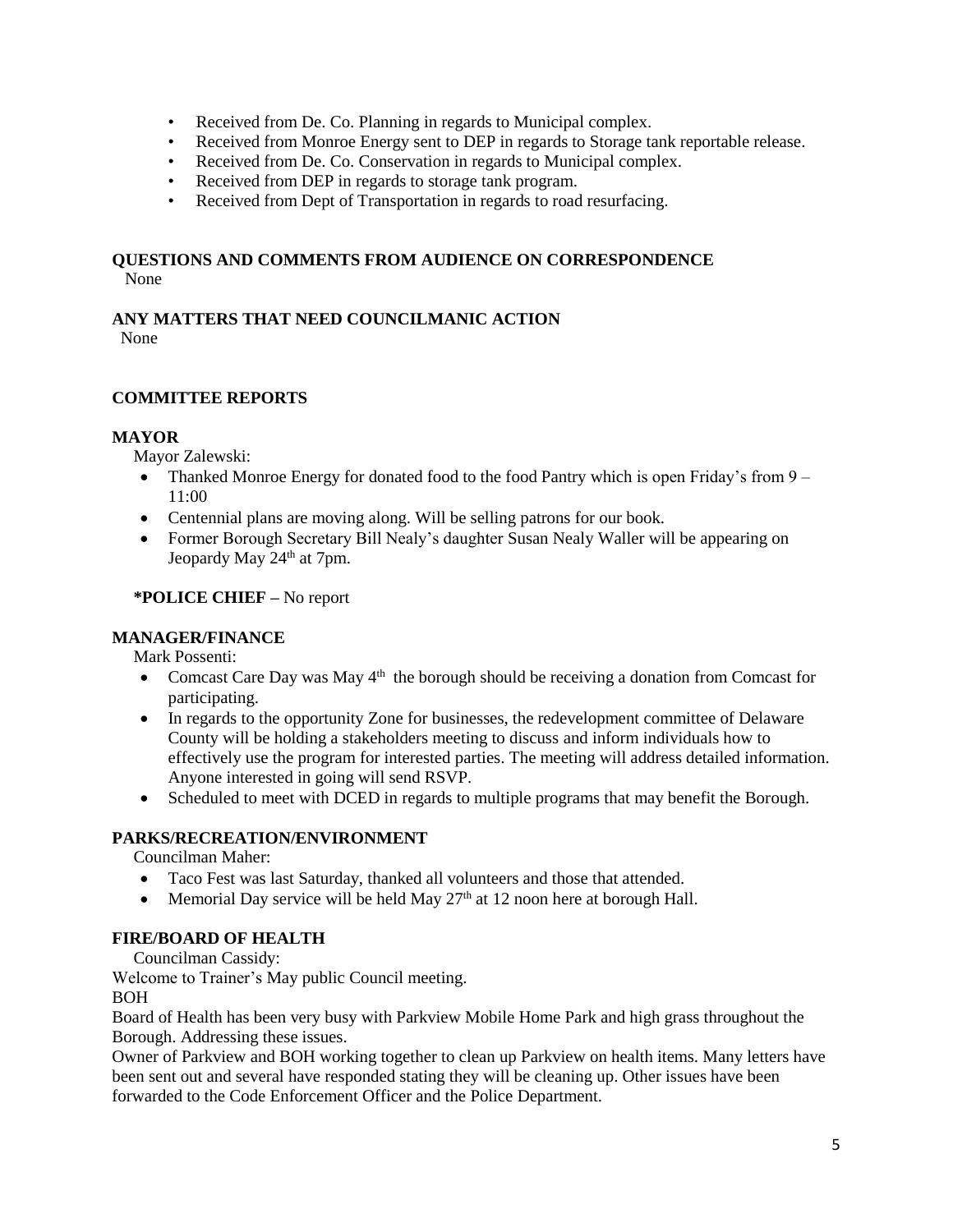- Received from De. Co. Planning in regards to Municipal complex.
- Received from Monroe Energy sent to DEP in regards to Storage tank reportable release.
- Received from De. Co. Conservation in regards to Municipal complex.
- Received from DEP in regards to storage tank program.
- Received from Dept of Transportation in regards to road resurfacing.

**QUESTIONS AND COMMENTS FROM AUDIENCE ON CORRESPONDENCE**
None

**ANY MATTERS THAT NEED COUNCILMANIC ACTION**
None

**COMMITTEE REPORTS**

**MAYOR**

Mayor Zalewski:

- Thanked Monroe Energy for donated food to the food Pantry which is open Friday's from 9 – 11:00
- Centennial plans are moving along. Will be selling patrons for our book.
- Former Borough Secretary Bill Nealy's daughter Susan Nealy Waller will be appearing on Jeopardy May 24th at 7pm.

**\*POLICE CHIEF –** No report

**MANAGER/FINANCE**

Mark Possenti:

- Comcast Care Day was May 4th the borough should be receiving a donation from Comcast for participating.
- In regards to the opportunity Zone for businesses, the redevelopment committee of Delaware County will be holding a stakeholders meeting to discuss and inform individuals how to effectively use the program for interested parties. The meeting will address detailed information. Anyone interested in going will send RSVP.
- Scheduled to meet with DCED in regards to multiple programs that may benefit the Borough.

**PARKS/RECREATION/ENVIRONMENT**

Councilman Maher:

- Taco Fest was last Saturday, thanked all volunteers and those that attended.
- Memorial Day service will be held May 27th at 12 noon here at borough Hall.

**FIRE/BOARD OF HEALTH**

Councilman Cassidy:

Welcome to Trainer's May public Council meeting.

BOH

Board of Health has been very busy with Parkview Mobile Home Park and high grass throughout the Borough. Addressing these issues.

Owner of Parkview and BOH working together to clean up Parkview on health items. Many letters have been sent out and several have responded stating they will be cleaning up. Other issues have been forwarded to the Code Enforcement Officer and the Police Department.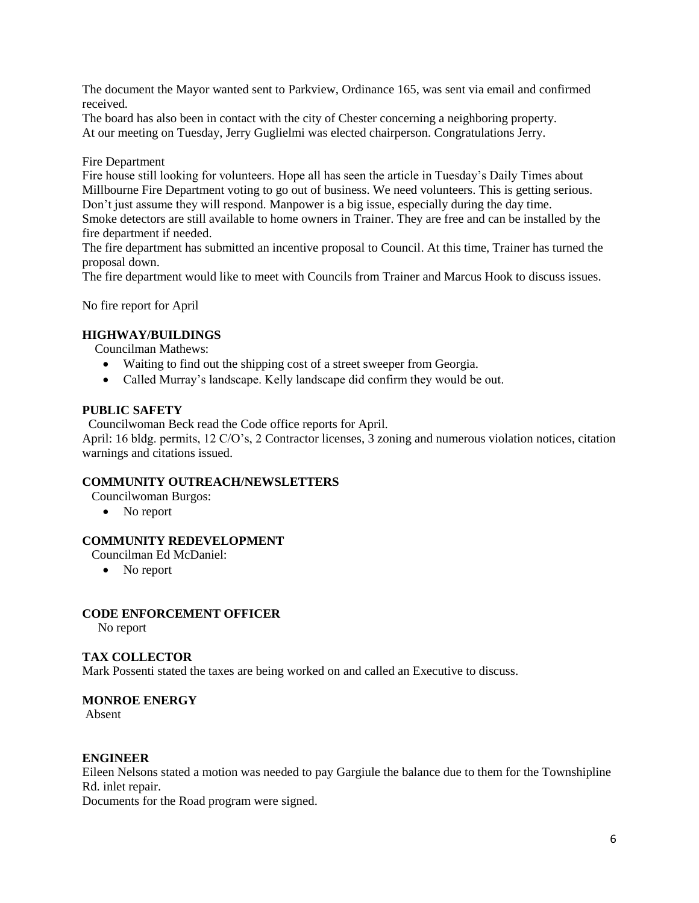The document the Mayor wanted sent to Parkview, Ordinance 165, was sent via email and confirmed received.
The board has also been in contact with the city of Chester concerning a neighboring property.
At our meeting on Tuesday, Jerry Guglielmi was elected chairperson. Congratulations Jerry.

Fire Department
Fire house still looking for volunteers. Hope all has seen the article in Tuesday's Daily Times about Millbourne Fire Department voting to go out of business. We need volunteers. This is getting serious. Don't just assume they will respond. Manpower is a big issue, especially during the day time.
Smoke detectors are still available to home owners in Trainer. They are free and can be installed by the fire department if needed.
The fire department has submitted an incentive proposal to Council. At this time, Trainer has turned the proposal down.
The fire department would like to meet with Councils from Trainer and Marcus Hook to discuss issues.

No fire report for April

**HIGHWAY/BUILDINGS**

Councilman Mathews:

- Waiting to find out the shipping cost of a street sweeper from Georgia.
- Called Murray's landscape. Kelly landscape did confirm they would be out.

**PUBLIC SAFETY**

Councilwoman Beck read the Code office reports for April.
April: 16 bldg. permits, 12 C/O's, 2 Contractor licenses, 3 zoning and numerous violation notices, citation warnings and citations issued.

**COMMUNITY OUTREACH/NEWSLETTERS**

Councilwoman Burgos:

- No report

**COMMUNITY REDEVELOPMENT**

Councilman Ed McDaniel:

- No report

**CODE ENFORCEMENT OFFICER**

No report

**TAX COLLECTOR**

Mark Possenti stated the taxes are being worked on and called an Executive to discuss.

**MONROE ENERGY**

Absent

**ENGINEER**

Eileen Nelsons stated a motion was needed to pay Gargiule the balance due to them for the Townshipline Rd. inlet repair.
Documents for the Road program were signed.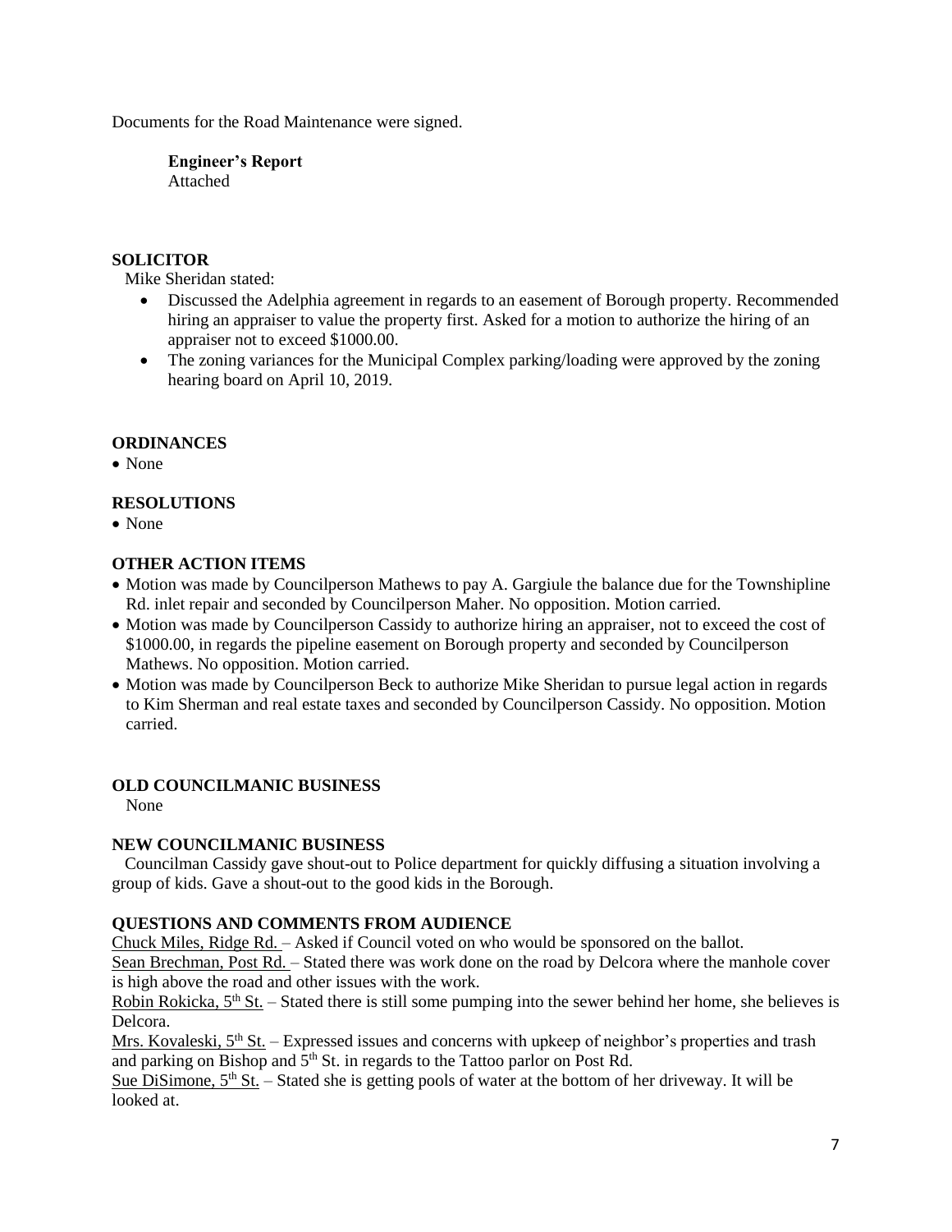Documents for the Road Maintenance were signed.

**Engineer's Report**
Attached

## SOLICITOR

Mike Sheridan stated:

- Discussed the Adelphia agreement in regards to an easement of Borough property. Recommended hiring an appraiser to value the property first. Asked for a motion to authorize the hiring of an appraiser not to exceed $1000.00.
- The zoning variances for the Municipal Complex parking/loading were approved by the zoning hearing board on April 10, 2019.

## ORDINANCES

- None

## RESOLUTIONS

- None

## OTHER ACTION ITEMS

- Motion was made by Councilperson Mathews to pay A. Gargiule the balance due for the Townshipline Rd. inlet repair and seconded by Councilperson Maher. No opposition. Motion carried.
- Motion was made by Councilperson Cassidy to authorize hiring an appraiser, not to exceed the cost of $1000.00, in regards the pipeline easement on Borough property and seconded by Councilperson Mathews. No opposition. Motion carried.
- Motion was made by Councilperson Beck to authorize Mike Sheridan to pursue legal action in regards to Kim Sherman and real estate taxes and seconded by Councilperson Cassidy. No opposition. Motion carried.

## OLD COUNCILMANIC BUSINESS

None

## NEW COUNCILMANIC BUSINESS

Councilman Cassidy gave shout-out to Police department for quickly diffusing a situation involving a group of kids. Gave a shout-out to the good kids in the Borough.

## QUESTIONS AND COMMENTS FROM AUDIENCE

Chuck Miles, Ridge Rd. – Asked if Council voted on who would be sponsored on the ballot.
Sean Brechman, Post Rd. – Stated there was work done on the road by Delcora where the manhole cover is high above the road and other issues with the work.
Robin Rokicka, 5th St. – Stated there is still some pumping into the sewer behind her home, she believes is Delcora.
Mrs. Kovaleski, 5th St. – Expressed issues and concerns with upkeep of neighbor's properties and trash and parking on Bishop and 5th St. in regards to the Tattoo parlor on Post Rd.
Sue DiSimone, 5th St. – Stated she is getting pools of water at the bottom of her driveway. It will be looked at.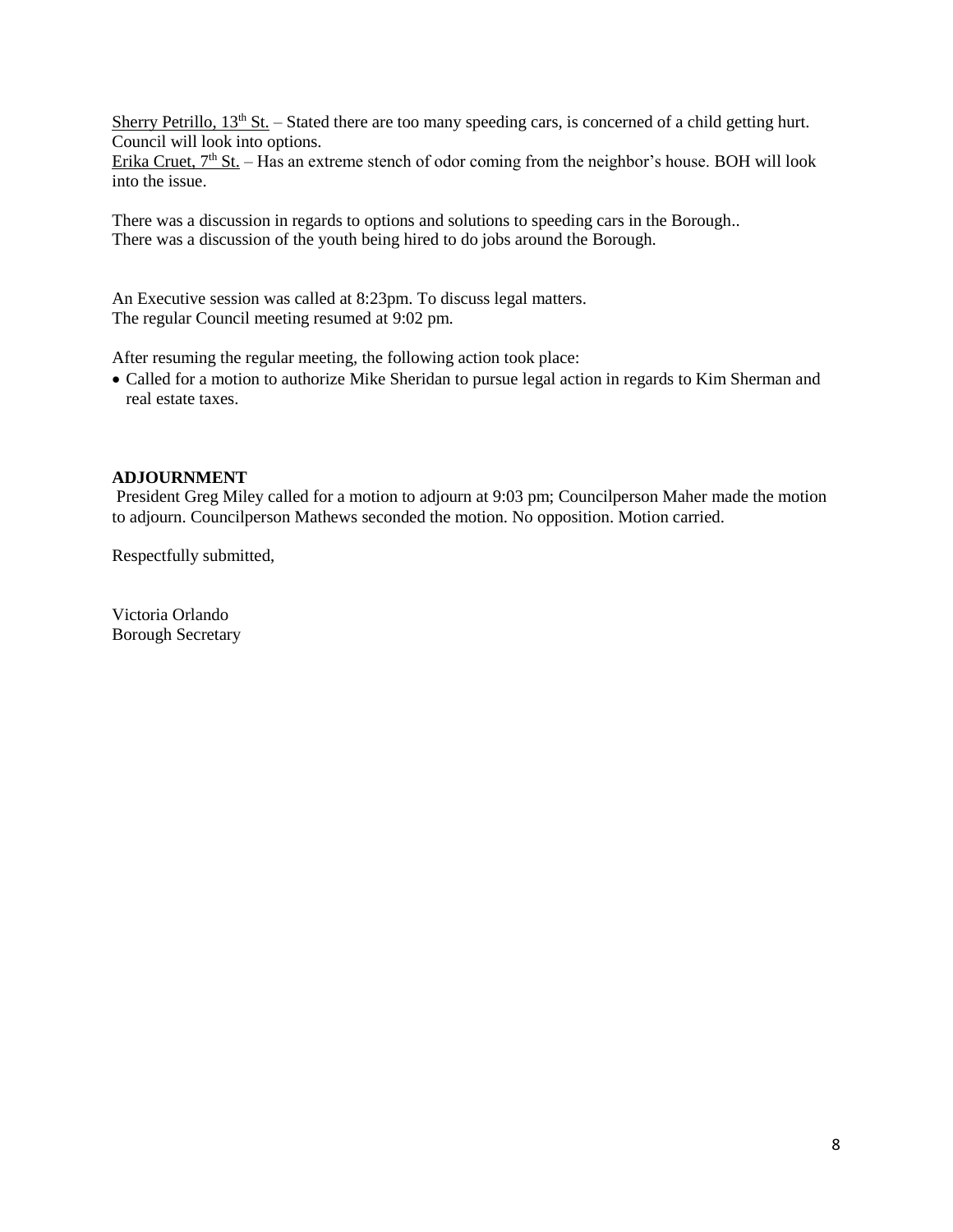Sherry Petrillo, 13th St. – Stated there are too many speeding cars, is concerned of a child getting hurt. Council will look into options.

Erika Cruet, 7th St. – Has an extreme stench of odor coming from the neighbor's house. BOH will look into the issue.

There was a discussion in regards to options and solutions to speeding cars in the Borough..
There was a discussion of the youth being hired to do jobs around the Borough.

An Executive session was called at 8:23pm. To discuss legal matters.
The regular Council meeting resumed at 9:02 pm.

After resuming the regular meeting, the following action took place:

- Called for a motion to authorize Mike Sheridan to pursue legal action in regards to Kim Sherman and real estate taxes.

**ADJOURNMENT**

President Greg Miley called for a motion to adjourn at 9:03 pm; Councilperson Maher made the motion to adjourn. Councilperson Mathews seconded the motion. No opposition. Motion carried.

Respectfully submitted,

Victoria Orlando
Borough Secretary